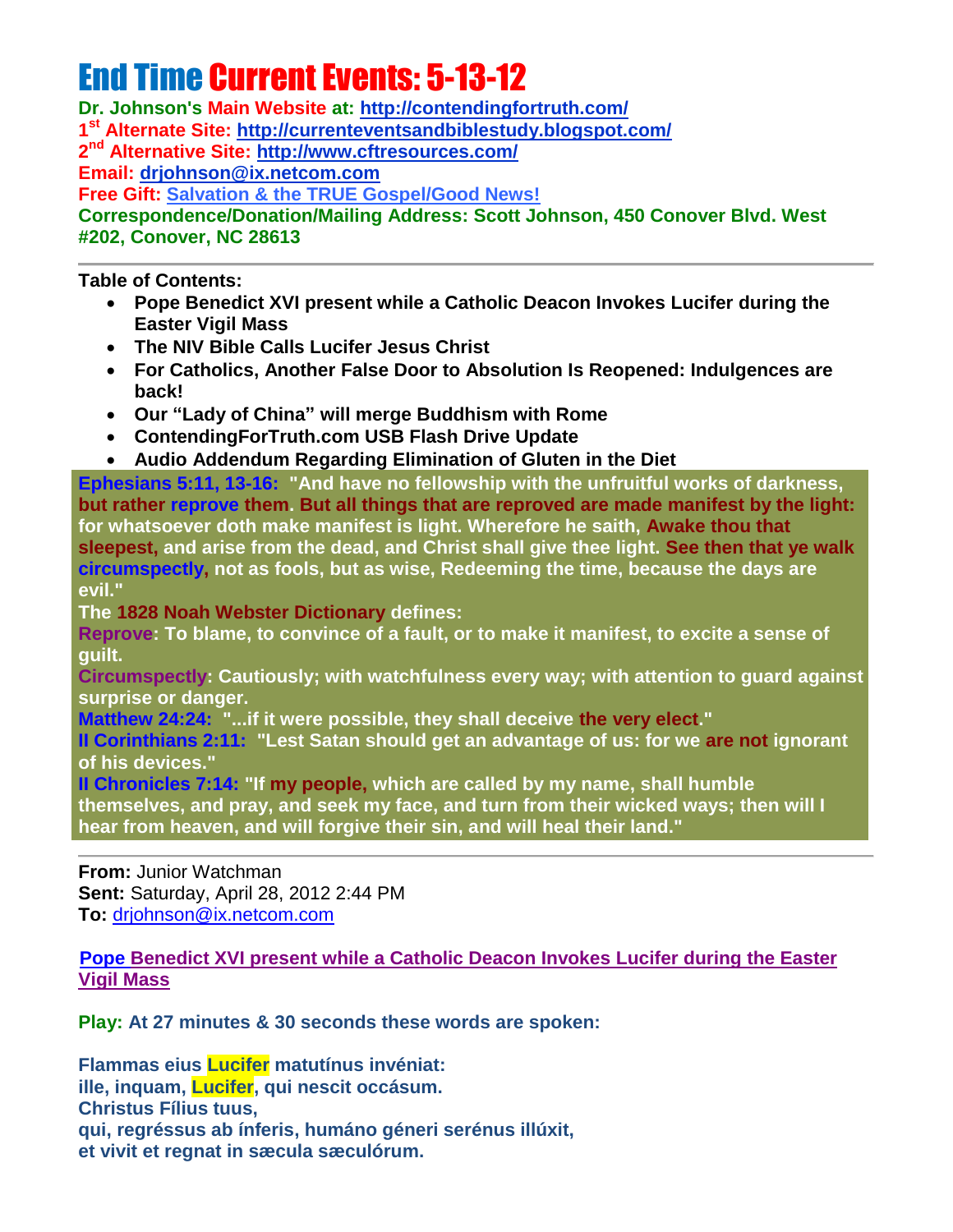# End Time Current Events: 5-13-12

**Dr. Johnson's Main Website at: http://contendingfortruth.com/**
**1st Alternate Site: http://currenteventsandbiblestudy.blogspot.com/**
**2nd Alternative Site: http://www.cftresources.com/**
**Email: drjohnson@ix.netcom.com**
**Free Gift: Salvation & the TRUE Gospel/Good News!**
**Correspondence/Donation/Mailing Address: Scott Johnson, 450 Conover Blvd. West #202, Conover, NC 28613**

---

**Table of Contents:**

- **Pope Benedict XVI present while a Catholic Deacon Invokes Lucifer during the Easter Vigil Mass**
- **The NIV Bible Calls Lucifer Jesus Christ**
- **For Catholics, Another False Door to Absolution Is Reopened: Indulgences are back!**
- **Our "Lady of China" will merge Buddhism with Rome**
- **ContendingForTruth.com USB Flash Drive Update**
- **Audio Addendum Regarding Elimination of Gluten in the Diet**

**Ephesians 5:11, 13-16: "And have no fellowship with the unfruitful works of darkness, but rather reprove them. But all things that are reproved are made manifest by the light: for whatsoever doth make manifest is light. Wherefore he saith, Awake thou that sleepest, and arise from the dead, and Christ shall give thee light. See then that ye walk circumspectly, not as fools, but as wise, Redeeming the time, because the days are evil."**

**The 1828 Noah Webster Dictionary defines:**

**Reprove: To blame, to convince of a fault, or to make it manifest, to excite a sense of guilt.**

**Circumspectly: Cautiously; with watchfulness every way; with attention to guard against surprise or danger.**

**Matthew 24:24: "...if it were possible, they shall deceive the very elect."**

**II Corinthians 2:11: "Lest Satan should get an advantage of us: for we are not ignorant of his devices."**

**II Chronicles 7:14: "If my people, which are called by my name, shall humble themselves, and pray, and seek my face, and turn from their wicked ways; then will I hear from heaven, and will forgive their sin, and will heal their land."**

---

**From:** Junior Watchman
**Sent:** Saturday, April 28, 2012 2:44 PM
**To:** drjohnson@ix.netcom.com

**Pope Benedict XVI present while a Catholic Deacon Invokes Lucifer during the Easter Vigil Mass**

**Play: At 27 minutes & 30 seconds these words are spoken:**

**Flammas eius Lucifer matutínus invéniat:**
**ille, inquam, Lucifer, qui nescit occásum.**
**Christus Fílius tuus,**
**qui, regréssus ab ínferis, humáno géneri serénus illúxit,**
**et vivit et regnat in sæcula sæculórum.**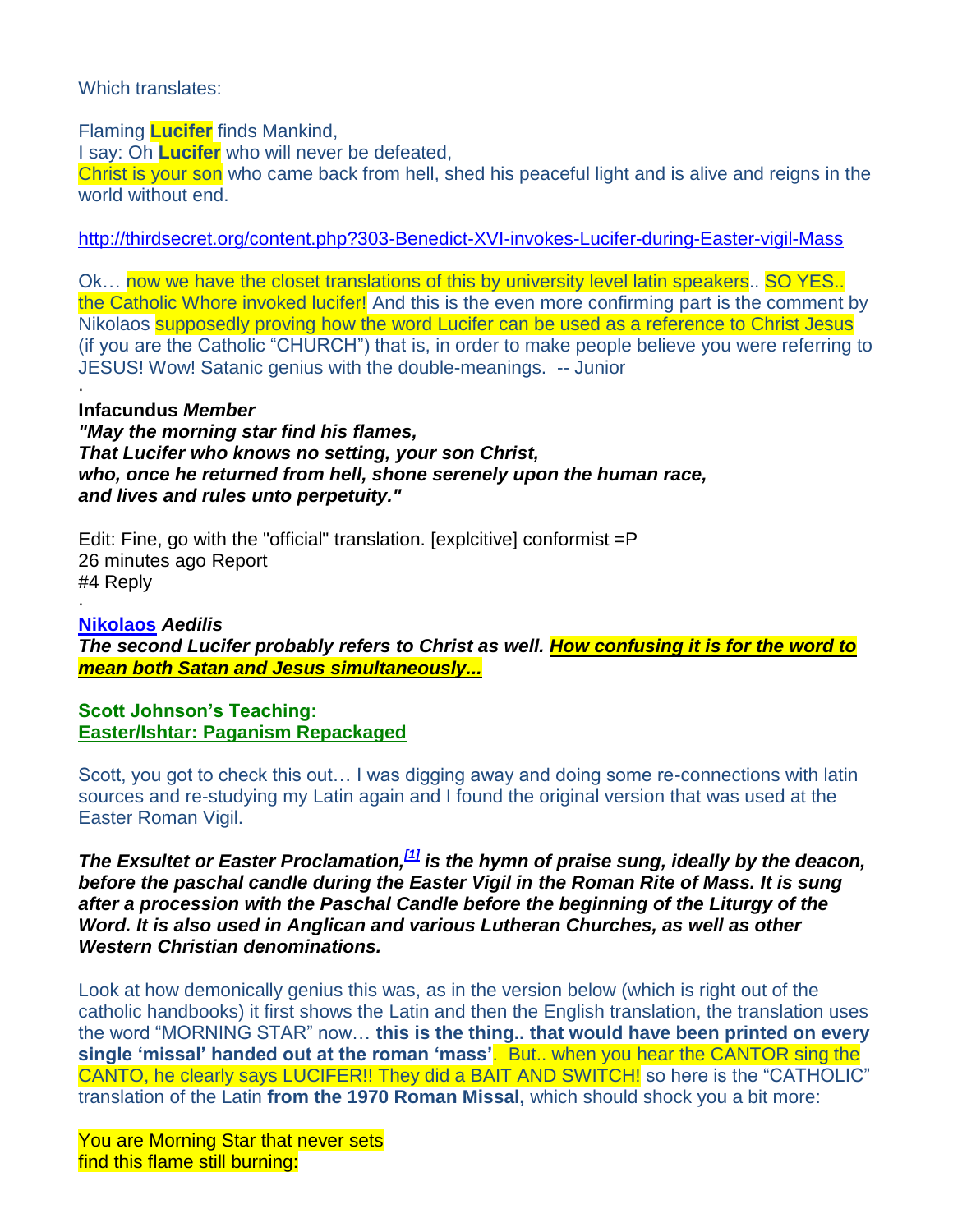Which translates:

Flaming **Lucifer** finds Mankind,
I say: Oh **Lucifer** who will never be defeated,
Christ is your son who came back from hell, shed his peaceful light and is alive and reigns in the world without end.

http://thirdsecret.org/content.php?303-Benedict-XVI-invokes-Lucifer-during-Easter-vigil-Mass

Ok… now we have the closet translations of this by university level latin speakers.. SO YES.. the Catholic Whore invoked lucifer! And this is the even more confirming part is the comment by Nikolaos supposedly proving how the word Lucifer can be used as a reference to Christ Jesus (if you are the Catholic "CHURCH") that is, in order to make people believe you were referring to JESUS! Wow! Satanic genius with the double-meanings. -- Junior

.

**Infacundus** ***Member***
***"May the morning star find his flames,***
***That Lucifer who knows no setting, your son Christ,***
***who, once he returned from hell, shone serenely upon the human race,***
***and lives and rules unto perpetuity."***

Edit: Fine, go with the "official" translation. [explcitive] conformist =P
26 minutes ago Report
#4 Reply

.

**Nikolaos** ***Aedilis***
***The second Lucifer probably refers to Christ as well. How confusing it is for the word to mean both Satan and Jesus simultaneously...***

**Scott Johnson's Teaching:**
**Easter/Ishtar: Paganism Repackaged**

Scott, you got to check this out… I was digging away and doing some re-connections with latin sources and re-studying my Latin again and I found the original version that was used at the Easter Roman Vigil.

***The Exsultet or Easter Proclamation,[1] is the hymn of praise sung, ideally by the deacon, before the paschal candle during the Easter Vigil in the Roman Rite of Mass. It is sung after a procession with the Paschal Candle before the beginning of the Liturgy of the Word. It is also used in Anglican and various Lutheran Churches, as well as other Western Christian denominations.***

Look at how demonically genius this was, as in the version below (which is right out of the catholic handbooks) it first shows the Latin and then the English translation, the translation uses the word "MORNING STAR" now… **this is the thing.. that would have been printed on every single 'missal' handed out at the roman 'mass'**. But.. when you hear the CANTOR sing the CANTO, he clearly says LUCIFER!! They did a BAIT AND SWITCH! so here is the "CATHOLIC" translation of the Latin **from the 1970 Roman Missal,** which should shock you a bit more:

You are Morning Star that never sets
find this flame still burning: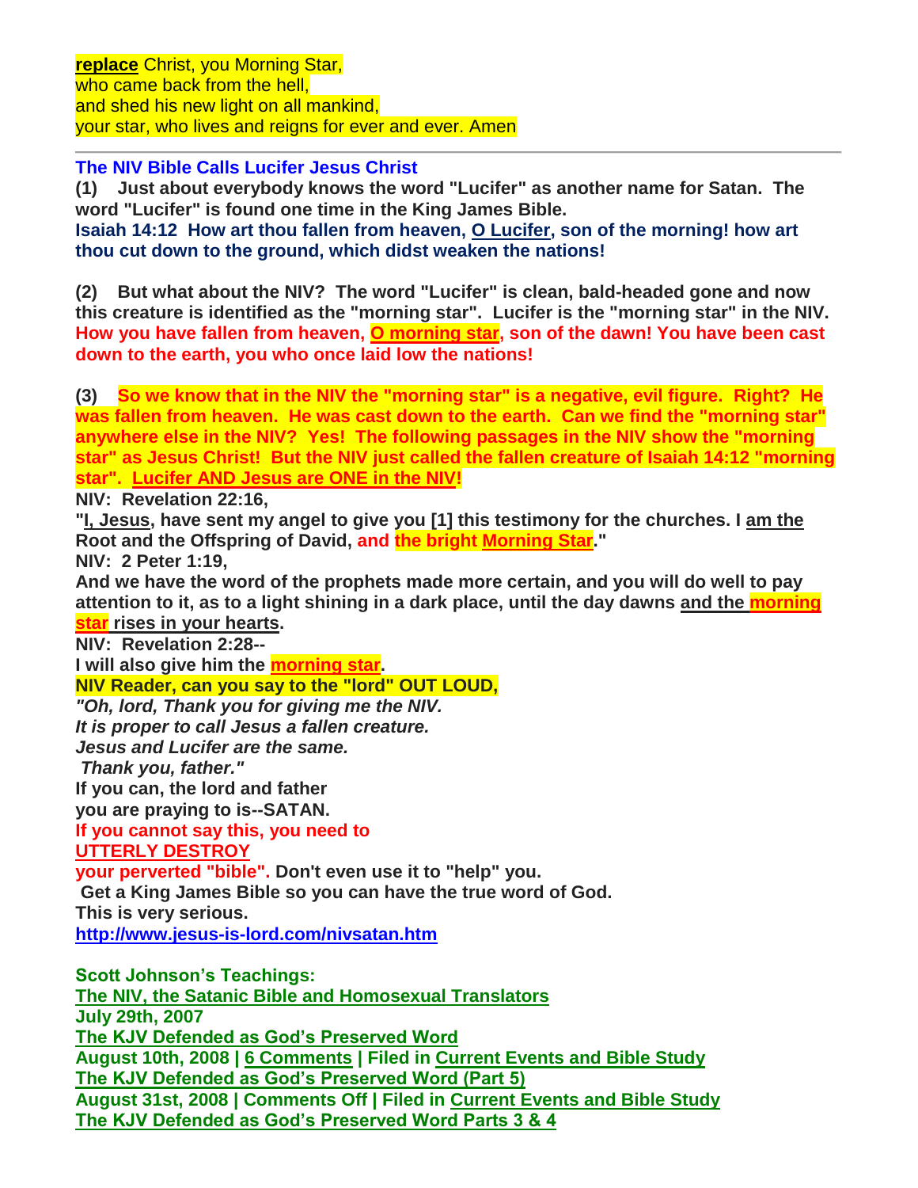**replace** Christ, you Morning Star,
who came back from the hell,
and shed his new light on all mankind,
your star, who lives and reigns for ever and ever. Amen

---

**The NIV Bible Calls Lucifer Jesus Christ**

**(1) Just about everybody knows the word "Lucifer" as another name for Satan. The word "Lucifer" is found one time in the King James Bible.**

**Isaiah 14:12 How art thou fallen from heaven, O Lucifer, son of the morning! how art thou cut down to the ground, which didst weaken the nations!**

**(2) But what about the NIV? The word "Lucifer" is clean, bald-headed gone and now this creature is identified as the "morning star". Lucifer is the "morning star" in the NIV.**
**How you have fallen from heaven, O morning star, son of the dawn! You have been cast down to the earth, you who once laid low the nations!**

**(3) So we know that in the NIV the "morning star" is a negative, evil figure. Right? He was fallen from heaven. He was cast down to the earth. Can we find the "morning star" anywhere else in the NIV? Yes! The following passages in the NIV show the "morning star" as Jesus Christ! But the NIV just called the fallen creature of Isaiah 14:12 "morning star". Lucifer AND Jesus are ONE in the NIV!**

**NIV: Revelation 22:16,**

**"I, Jesus, have sent my angel to give you [1] this testimony for the churches. I am the Root and the Offspring of David, and the bright Morning Star."**

**NIV: 2 Peter 1:19,**

**And we have the word of the prophets made more certain, and you will do well to pay attention to it, as to a light shining in a dark place, until the day dawns and the morning star rises in your hearts.**

**NIV: Revelation 2:28--**

**I will also give him the morning star.**

**NIV Reader, can you say to the "lord" OUT LOUD,**

***"Oh, lord, Thank you for giving me the NIV.***
***It is proper to call Jesus a fallen creature.***
***Jesus and Lucifer are the same.***
***Thank you, father."***

**If you can, the lord and father**
**you are praying to is--SATAN.**
**If you cannot say this, you need to**
**UTTERLY DESTROY**
**your perverted "bible". Don't even use it to "help" you.**
**Get a King James Bible so you can have the true word of God.**
**This is very serious.**

**http://www.jesus-is-lord.com/nivsatan.htm**

**Scott Johnson's Teachings:**
**The NIV, the Satanic Bible and Homosexual Translators**
**July 29th, 2007**
**The KJV Defended as God's Preserved Word**
**August 10th, 2008 | 6 Comments | Filed in Current Events and Bible Study**
**The KJV Defended as God's Preserved Word (Part 5)**
**August 31st, 2008 | Comments Off | Filed in Current Events and Bible Study**
**The KJV Defended as God's Preserved Word Parts 3 & 4**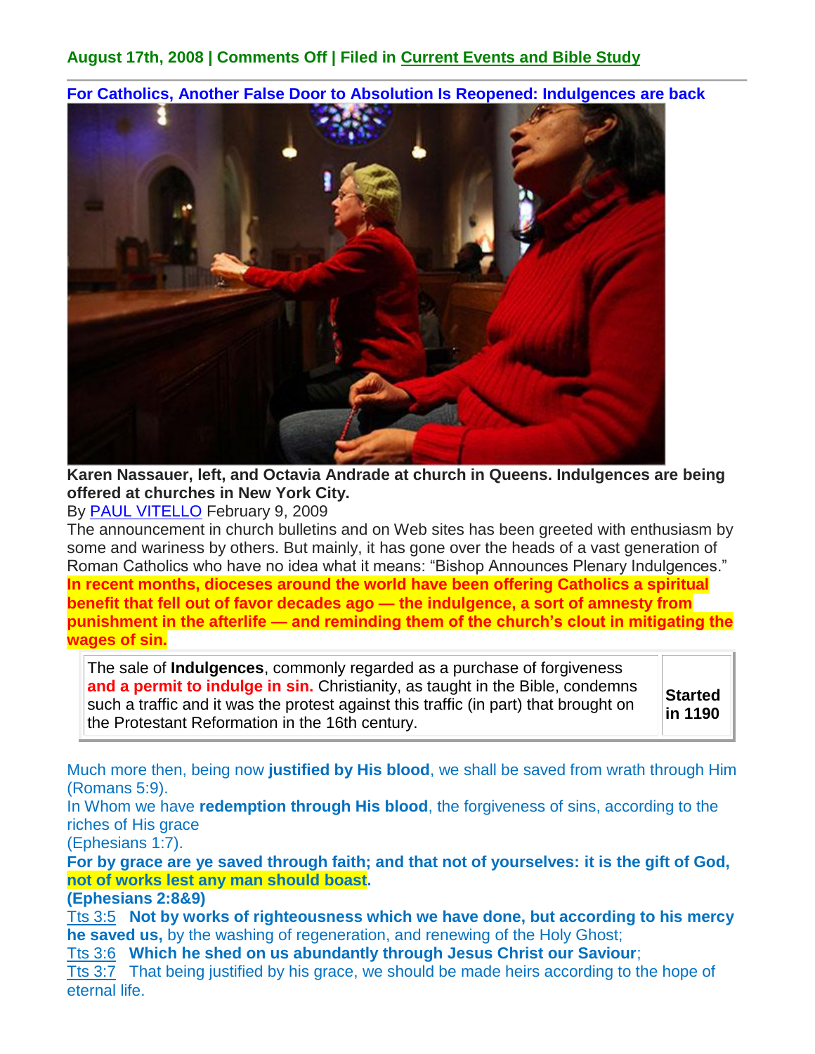**August 17th, 2008 | Comments Off | Filed in Current Events and Bible Study**

**For Catholics, Another False Door to Absolution Is Reopened: Indulgences are back**

**Karen Nassauer, left, and Octavia Andrade at church in Queens. Indulgences are being offered at churches in New York City.**

By PAUL VITELLO February 9, 2009

The announcement in church bulletins and on Web sites has been greeted with enthusiasm by some and wariness by others. But mainly, it has gone over the heads of a vast generation of Roman Catholics who have no idea what it means: "Bishop Announces Plenary Indulgences."

**In recent months, dioceses around the world have been offering Catholics a spiritual benefit that fell out of favor decades ago — the indulgence, a sort of amnesty from punishment in the afterlife — and reminding them of the church's clout in mitigating the wages of sin.**

| The sale of **Indulgences**, commonly regarded as a purchase of forgiveness **and a permit to indulge in sin.** Christianity, as taught in the Bible, condemns such a traffic and it was the protest against this traffic (in part) that brought on the Protestant Reformation in the 16th century. | **Started in 1190** |
|---|---|

Much more then, being now **justified by His blood**, we shall be saved from wrath through Him (Romans 5:9).

In Whom we have **redemption through His blood**, the forgiveness of sins, according to the riches of His grace
(Ephesians 1:7).

**For by grace are ye saved through faith; and that not of yourselves: it is the gift of God, not of works lest any man should boast.**
**(Ephesians 2:8&9)**

Tts 3:5 **Not by works of righteousness which we have done, but according to his mercy he saved us,** by the washing of regeneration, and renewing of the Holy Ghost;

Tts 3:6 **Which he shed on us abundantly through Jesus Christ our Saviour**;

Tts 3:7 That being justified by his grace, we should be made heirs according to the hope of eternal life.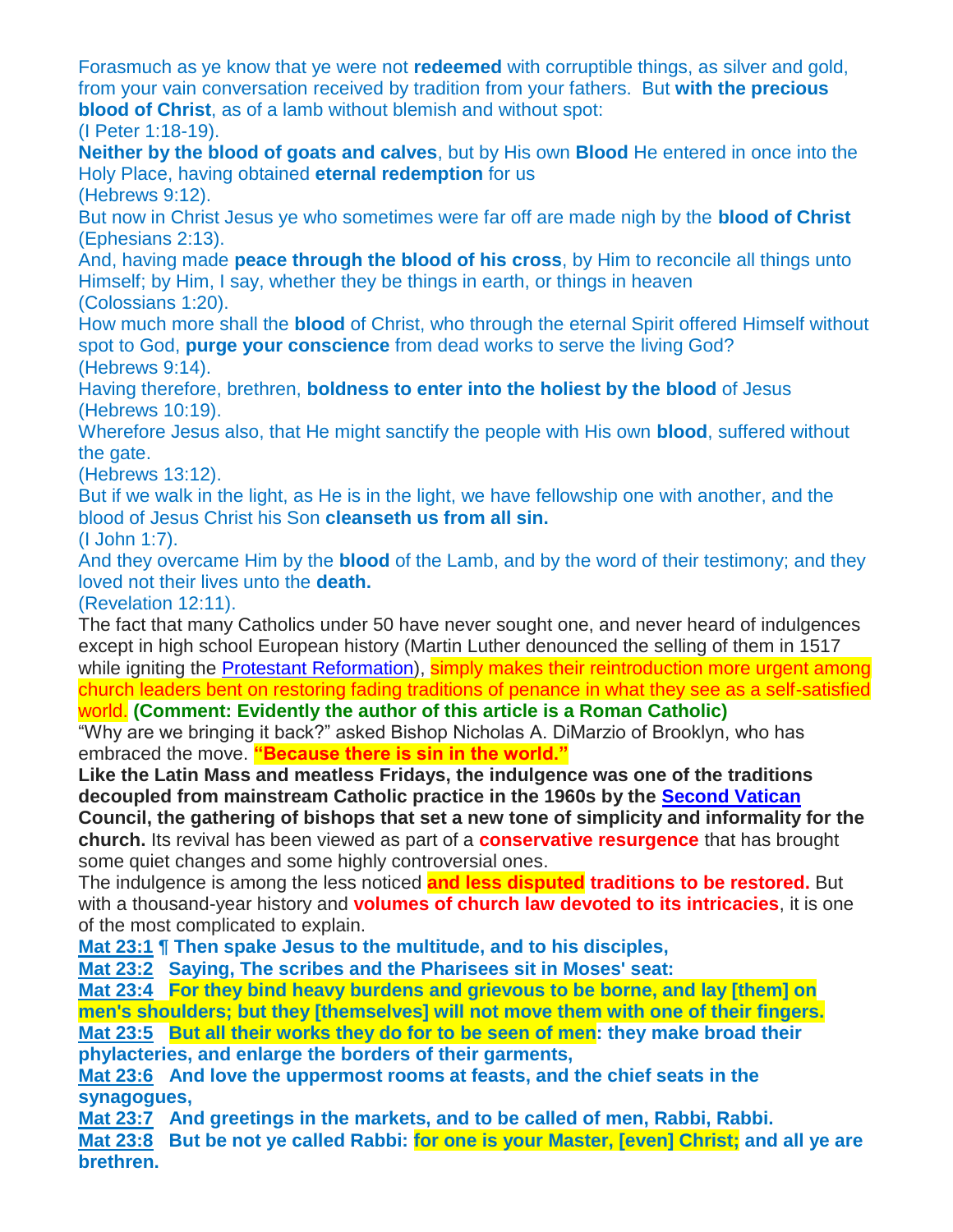Forasmuch as ye know that ye were not **redeemed** with corruptible things, as silver and gold, from your vain conversation received by tradition from your fathers. But **with the precious blood of Christ**, as of a lamb without blemish and without spot:
(I Peter 1:18-19).

**Neither by the blood of goats and calves**, but by His own **Blood** He entered in once into the Holy Place, having obtained **eternal redemption** for us
(Hebrews 9:12).

But now in Christ Jesus ye who sometimes were far off are made nigh by the **blood of Christ** (Ephesians 2:13).

And, having made **peace through the blood of his cross**, by Him to reconcile all things unto Himself; by Him, I say, whether they be things in earth, or things in heaven
(Colossians 1:20).

How much more shall the **blood** of Christ, who through the eternal Spirit offered Himself without spot to God, **purge your conscience** from dead works to serve the living God?
(Hebrews 9:14).

Having therefore, brethren, **boldness to enter into the holiest by the blood** of Jesus
(Hebrews 10:19).

Wherefore Jesus also, that He might sanctify the people with His own **blood**, suffered without the gate.
(Hebrews 13:12).

But if we walk in the light, as He is in the light, we have fellowship one with another, and the blood of Jesus Christ his Son **cleanseth us from all sin.**
(I John 1:7).

And they overcame Him by the **blood** of the Lamb, and by the word of their testimony; and they loved not their lives unto the **death.**
(Revelation 12:11).

The fact that many Catholics under 50 have never sought one, and never heard of indulgences except in high school European history (Martin Luther denounced the selling of them in 1517 while igniting the Protestant Reformation), simply makes their reintroduction more urgent among church leaders bent on restoring fading traditions of penance in what they see as a self-satisfied world. **(Comment: Evidently the author of this article is a Roman Catholic)**

"Why are we bringing it back?" asked Bishop Nicholas A. DiMarzio of Brooklyn, who has embraced the move. **"Because there is sin in the world."**

**Like the Latin Mass and meatless Fridays, the indulgence was one of the traditions decoupled from mainstream Catholic practice in the 1960s by the Second Vatican Council, the gathering of bishops that set a new tone of simplicity and informality for the church.** Its revival has been viewed as part of a **conservative resurgence** that has brought some quiet changes and some highly controversial ones.

The indulgence is among the less noticed **and less disputed traditions to be restored.** But with a thousand-year history and **volumes of church law devoted to its intricacies**, it is one of the most complicated to explain.

**Mat 23:1 ¶ Then spake Jesus to the multitude, and to his disciples,**
**Mat 23:2 Saying, The scribes and the Pharisees sit in Moses' seat:**
**Mat 23:4 For they bind heavy burdens and grievous to be borne, and lay [them] on men's shoulders; but they [themselves] will not move them with one of their fingers.**
**Mat 23:5 But all their works they do for to be seen of men: they make broad their phylacteries, and enlarge the borders of their garments,**
**Mat 23:6 And love the uppermost rooms at feasts, and the chief seats in the synagogues,**
**Mat 23:7 And greetings in the markets, and to be called of men, Rabbi, Rabbi.**
**Mat 23:8 But be not ye called Rabbi: for one is your Master, [even] Christ; and all ye are brethren.**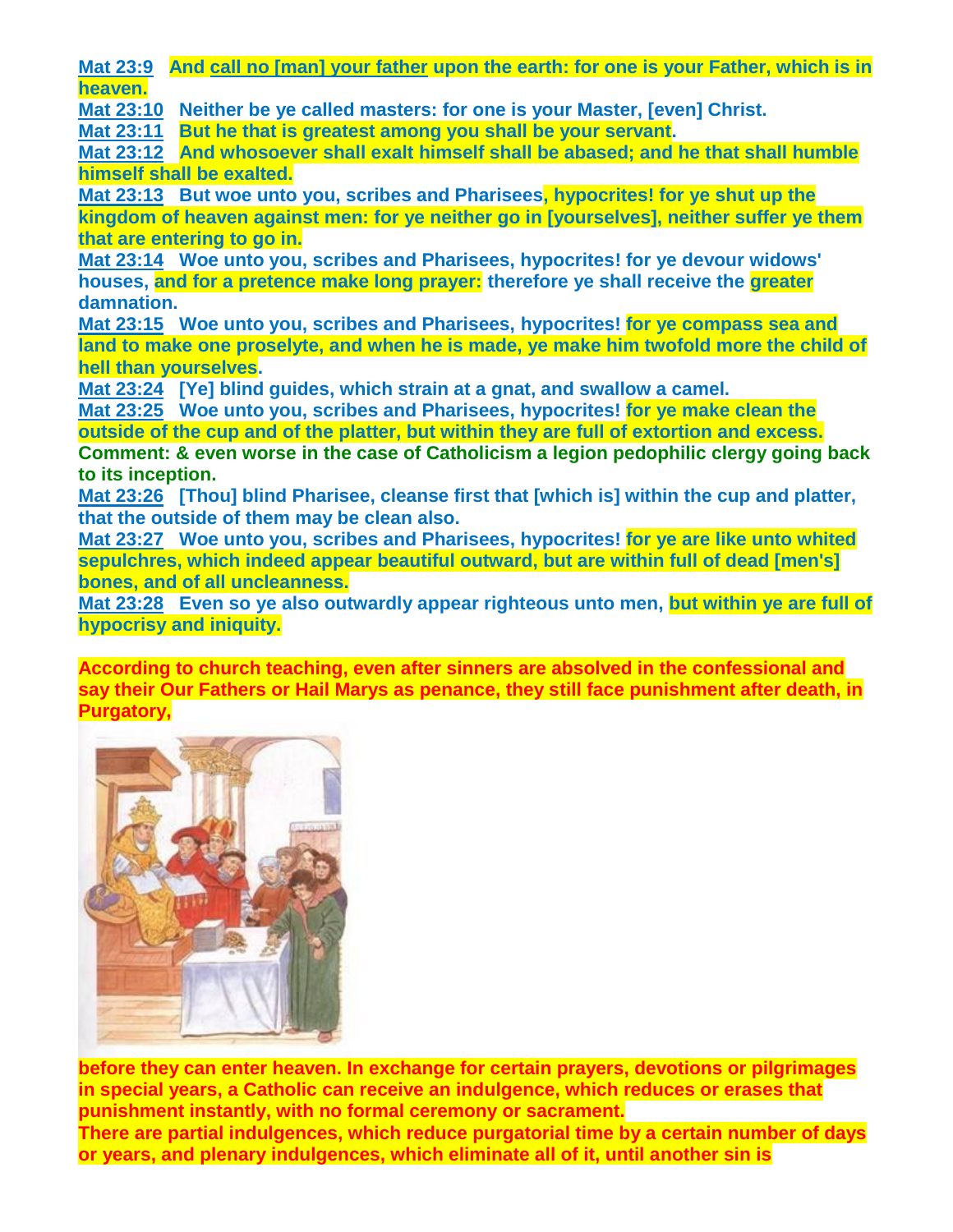**Mat 23:9 And call no [man] your father upon the earth: for one is your Father, which is in heaven.**
**Mat 23:10 Neither be ye called masters: for one is your Master, [even] Christ.**
**Mat 23:11 But he that is greatest among you shall be your servant.**
**Mat 23:12 And whosoever shall exalt himself shall be abased; and he that shall humble himself shall be exalted.**
**Mat 23:13 But woe unto you, scribes and Pharisees, hypocrites! for ye shut up the kingdom of heaven against men: for ye neither go in [yourselves], neither suffer ye them that are entering to go in.**
**Mat 23:14 Woe unto you, scribes and Pharisees, hypocrites! for ye devour widows' houses, and for a pretence make long prayer: therefore ye shall receive the greater damnation.**
**Mat 23:15 Woe unto you, scribes and Pharisees, hypocrites! for ye compass sea and land to make one proselyte, and when he is made, ye make him twofold more the child of hell than yourselves.**
**Mat 23:24 [Ye] blind guides, which strain at a gnat, and swallow a camel.**
**Mat 23:25 Woe unto you, scribes and Pharisees, hypocrites! for ye make clean the outside of the cup and of the platter, but within they are full of extortion and excess.**
**Comment: & even worse in the case of Catholicism a legion pedophilic clergy going back to its inception.**
**Mat 23:26 [Thou] blind Pharisee, cleanse first that [which is] within the cup and platter, that the outside of them may be clean also.**
**Mat 23:27 Woe unto you, scribes and Pharisees, hypocrites! for ye are like unto whited sepulchres, which indeed appear beautiful outward, but are within full of dead [men's] bones, and of all uncleanness.**
**Mat 23:28 Even so ye also outwardly appear righteous unto men, but within ye are full of hypocrisy and iniquity.**

**According to church teaching, even after sinners are absolved in the confessional and say their Our Fathers or Hail Marys as penance, they still face punishment after death, in Purgatory,**

**before they can enter heaven. In exchange for certain prayers, devotions or pilgrimages in special years, a Catholic can receive an indulgence, which reduces or erases that punishment instantly, with no formal ceremony or sacrament.**
**There are partial indulgences, which reduce purgatorial time by a certain number of days or years, and plenary indulgences, which eliminate all of it, until another sin is**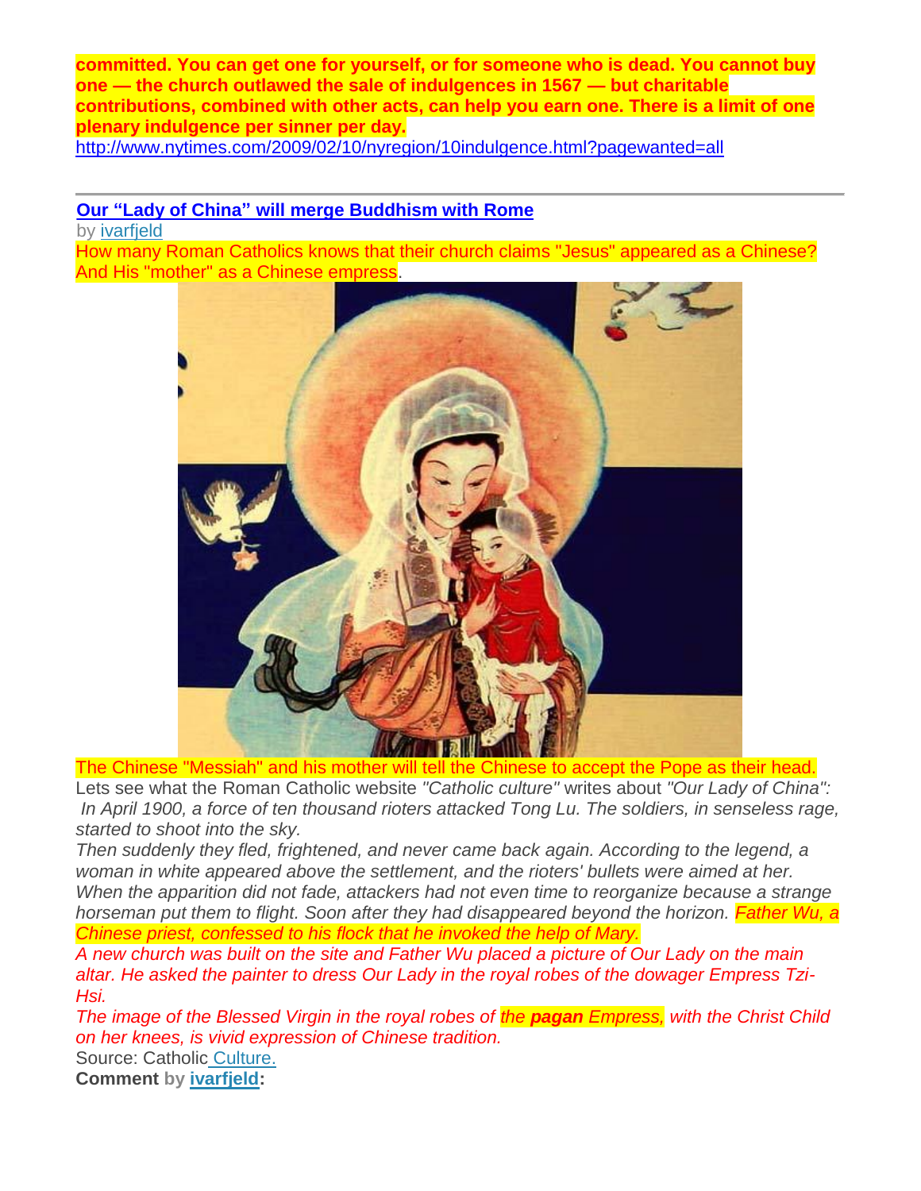**committed. You can get one for yourself, or for someone who is dead. You cannot buy one — the church outlawed the sale of indulgences in 1567 — but charitable contributions, combined with other acts, can help you earn one. There is a limit of one plenary indulgence per sinner per day.**
http://www.nytimes.com/2009/02/10/nyregion/10indulgence.html?pagewanted=all

---

**Our "Lady of China" will merge Buddhism with Rome**

by ivarfjeld

How many Roman Catholics knows that their church claims "Jesus" appeared as a Chinese? And His "mother" as a Chinese empress.

The Chinese "Messiah" and his mother will tell the Chinese to accept the Pope as their head.

Lets see what the Roman Catholic website *"Catholic culture"* writes about *"Our Lady of China":*

*In April 1900, a force of ten thousand rioters attacked Tong Lu. The soldiers, in senseless rage, started to shoot into the sky.*

*Then suddenly they fled, frightened, and never came back again. According to the legend, a woman in white appeared above the settlement, and the rioters' bullets were aimed at her. When the apparition did not fade, attackers had not even time to reorganize because a strange horseman put them to flight. Soon after they had disappeared beyond the horizon. Father Wu, a Chinese priest, confessed to his flock that he invoked the help of Mary.*

*A new church was built on the site and Father Wu placed a picture of Our Lady on the main altar. He asked the painter to dress Our Lady in the royal robes of the dowager Empress Tzi-Hsi.*

*The image of the Blessed Virgin in the royal robes of the **pagan** Empress, with the Christ Child on her knees, is vivid expression of Chinese tradition.*

Source: Catholic Culture.

**Comment by ivarfjeld:**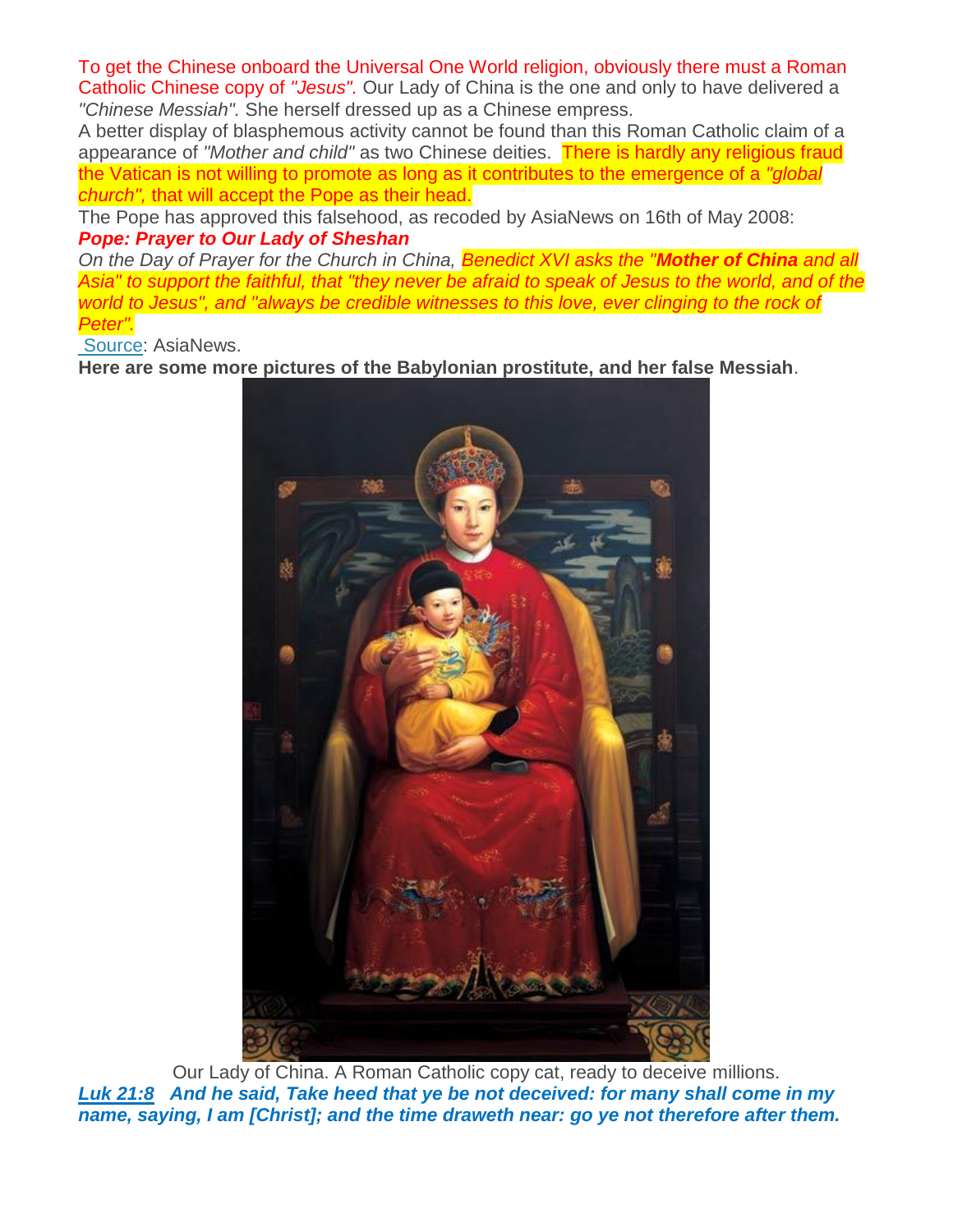To get the Chinese onboard the Universal One World religion, obviously there must a Roman Catholic Chinese copy of *"Jesus".* Our Lady of China is the one and only to have delivered a *"Chinese Messiah".* She herself dressed up as a Chinese empress.

A better display of blasphemous activity cannot be found than this Roman Catholic claim of a appearance of *"Mother and child"* as two Chinese deities. There is hardly any religious fraud the Vatican is not willing to promote as long as it contributes to the emergence of a *"global church",* that will accept the Pope as their head.

The Pope has approved this falsehood, as recoded by AsiaNews on 16th of May 2008:

***Pope: Prayer to Our Lady of Sheshan***

*On the Day of Prayer for the Church in China, Benedict XVI asks the "**Mother of China** and all Asia" to support the faithful, that "they never be afraid to speak of Jesus to the world, and of the world to Jesus", and "always be credible witnesses to this love, ever clinging to the rock of Peter".*

Source: AsiaNews.

**Here are some more pictures of the Babylonian prostitute, and her false Messiah**.

Our Lady of China. A Roman Catholic copy cat, ready to deceive millions.

***Luk 21:8 And he said, Take heed that ye be not deceived: for many shall come in my name, saying, I am [Christ]; and the time draweth near: go ye not therefore after them.***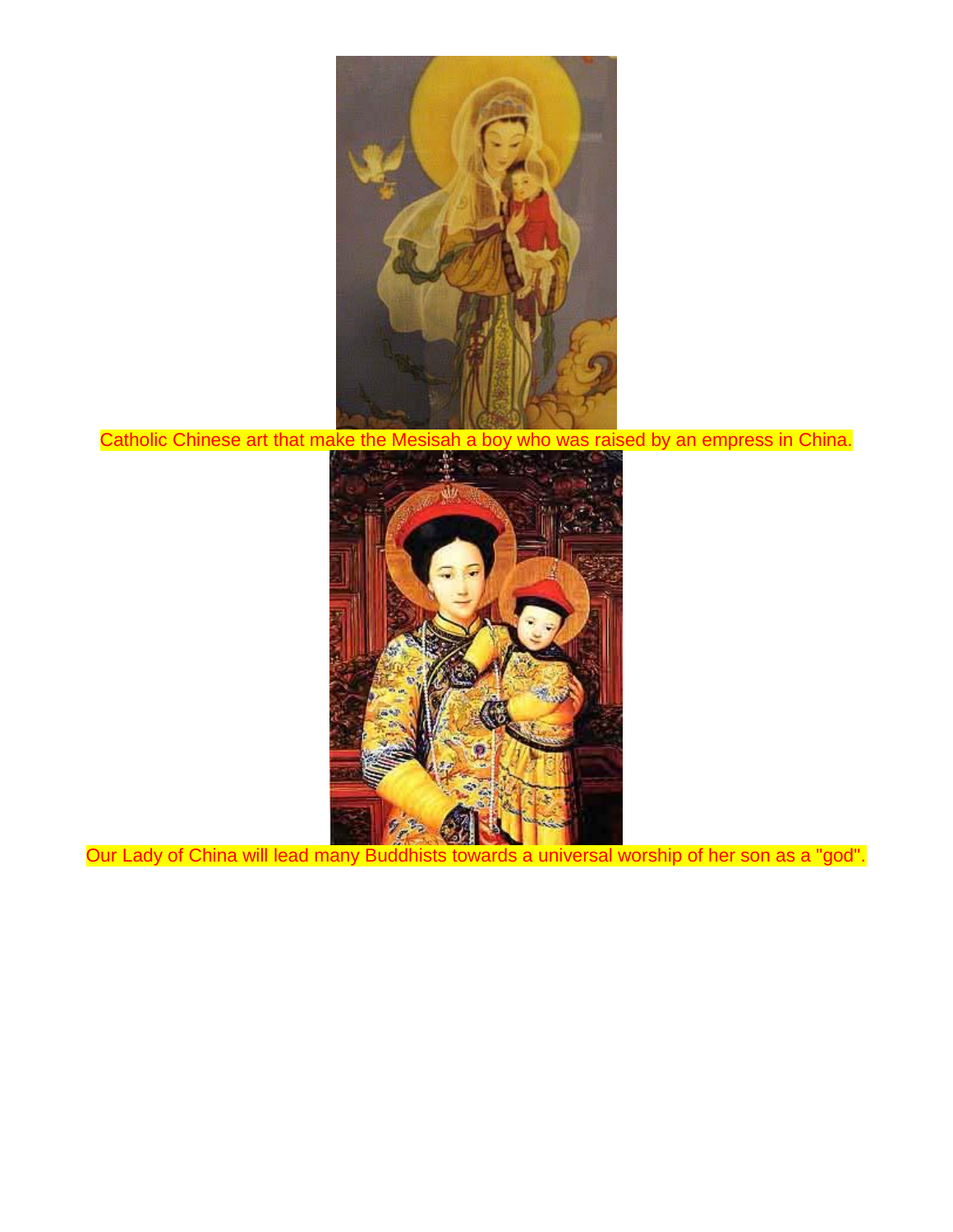Catholic Chinese art that make the Mesisah a boy who was raised by an empress in China.

Our Lady of China will lead many Buddhists towards a universal worship of her son as a "god".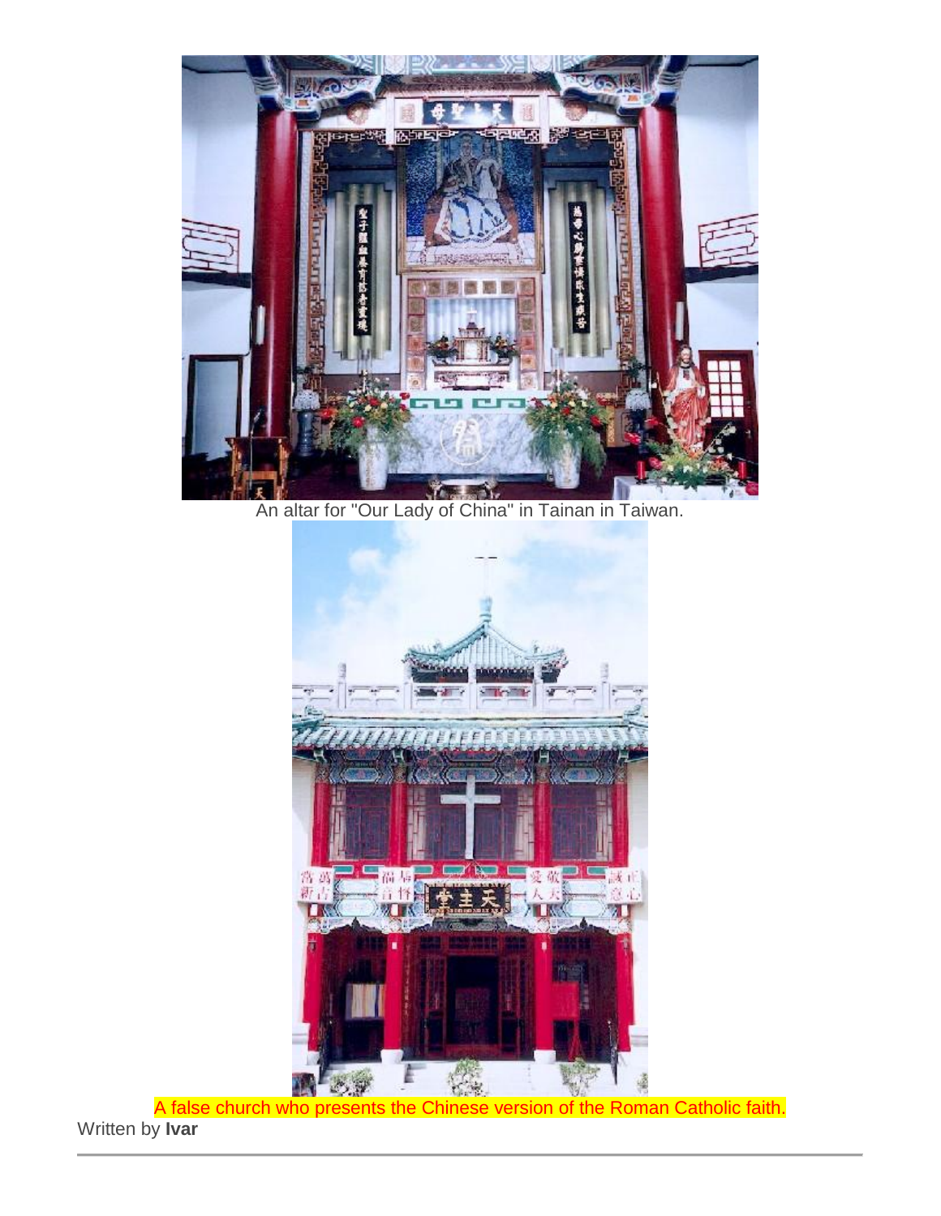An altar for "Our Lady of China" in Tainan in Taiwan.

A false church who presents the Chinese version of the Roman Catholic faith.

Written by **Ivar**

---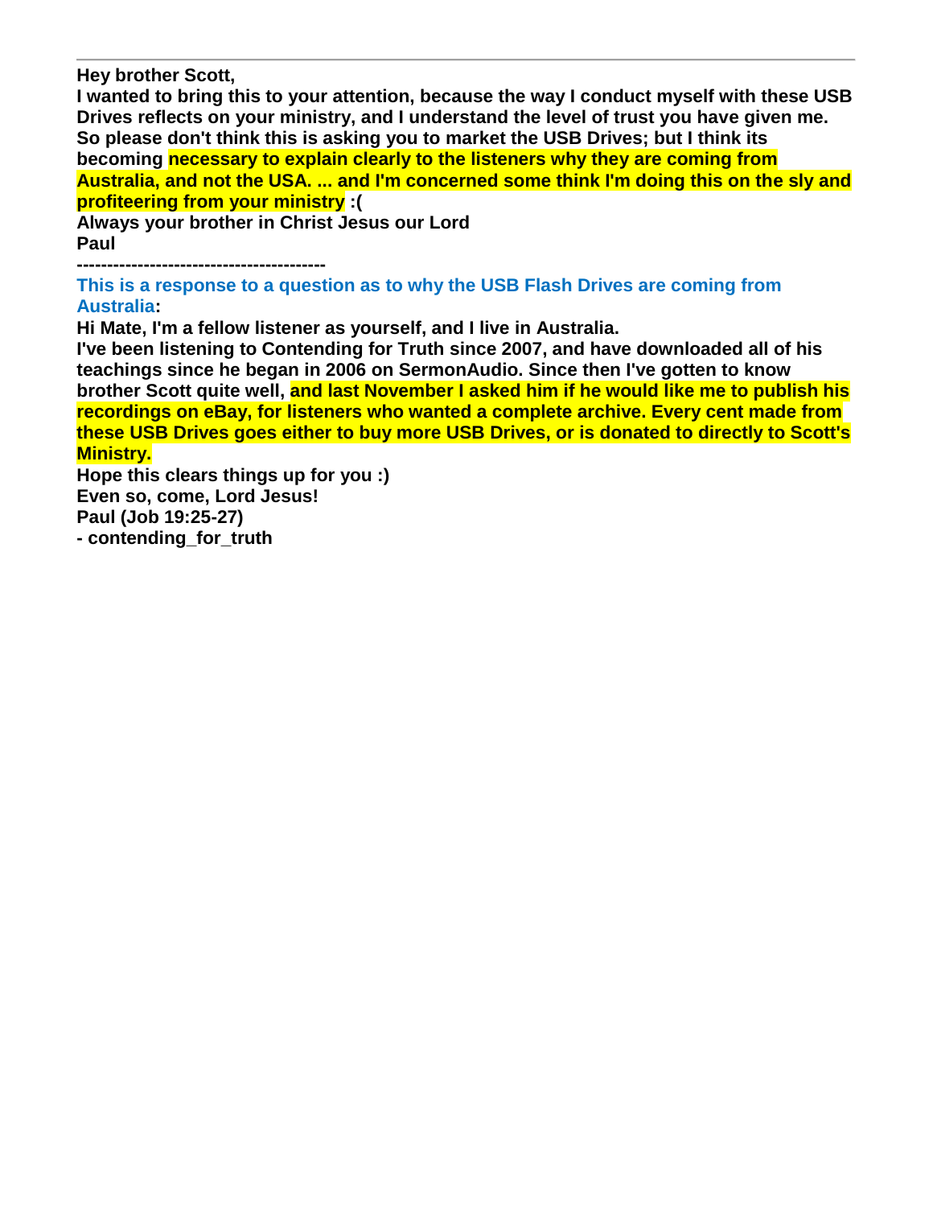---

**Hey brother Scott,**
**I wanted to bring this to your attention, because the way I conduct myself with these USB Drives reflects on your ministry, and I understand the level of trust you have given me. So please don't think this is asking you to market the USB Drives; but I think its becoming necessary to explain clearly to the listeners why they are coming from Australia, and not the USA. ... and I'm concerned some think I'm doing this on the sly and profiteering from your ministry :(**
**Always your brother in Christ Jesus our Lord**
**Paul**

**----------------------------------------**

**This is a response to a question as to why the USB Flash Drives are coming from Australia:**

**Hi Mate, I'm a fellow listener as yourself, and I live in Australia.**
**I've been listening to Contending for Truth since 2007, and have downloaded all of his teachings since he began in 2006 on SermonAudio. Since then I've gotten to know brother Scott quite well, and last November I asked him if he would like me to publish his recordings on eBay, for listeners who wanted a complete archive. Every cent made from these USB Drives goes either to buy more USB Drives, or is donated to directly to Scott's Ministry.**
**Hope this clears things up for you :)**
**Even so, come, Lord Jesus!**
**Paul (Job 19:25-27)**
**- contending_for_truth**